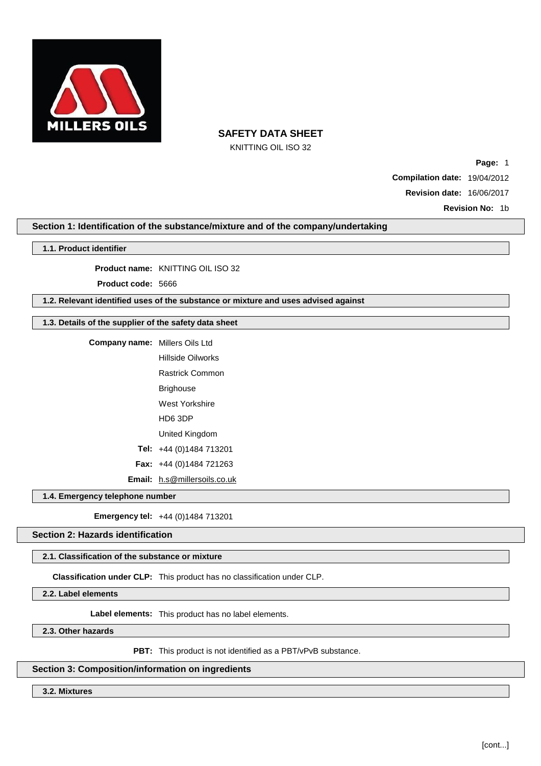# SAFETY DATA SHEET

KNITTING OIL ISO 32

**Compilation date:** 19/04/2012

**Revision date:** 16/06/2017

**Revision No:** 1b

## Section 1: Identification of the substance/mixture and of the company/undertaking

### 1.1. Product identifier

**Product name:** KNITTING OIL ISO 32

**Product code:** 5666

### 1.2. Relevant identified uses of the substance or mixture and uses advised against

### 1.3. Details of the supplier of the safety data sheet

**Company name:** Millers Oils Ltd
Hillside Oilworks
Rastrick Common
Brighouse
West Yorkshire
HD6 3DP
United Kingdom

**Tel:** +44 (0)1484 713201

**Fax:** +44 (0)1484 721263

**Email:** h.s@millersoils.co.uk

### 1.4. Emergency telephone number

**Emergency tel:** +44 (0)1484 713201

## Section 2: Hazards identification

### 2.1. Classification of the substance or mixture

**Classification under CLP:** This product has no classification under CLP.

### 2.2. Label elements

**Label elements:** This product has no label elements.

### 2.3. Other hazards

**PBT:** This product is not identified as a PBT/vPvB substance.

## Section 3: Composition/information on ingredients

### 3.2. Mixtures

[cont...]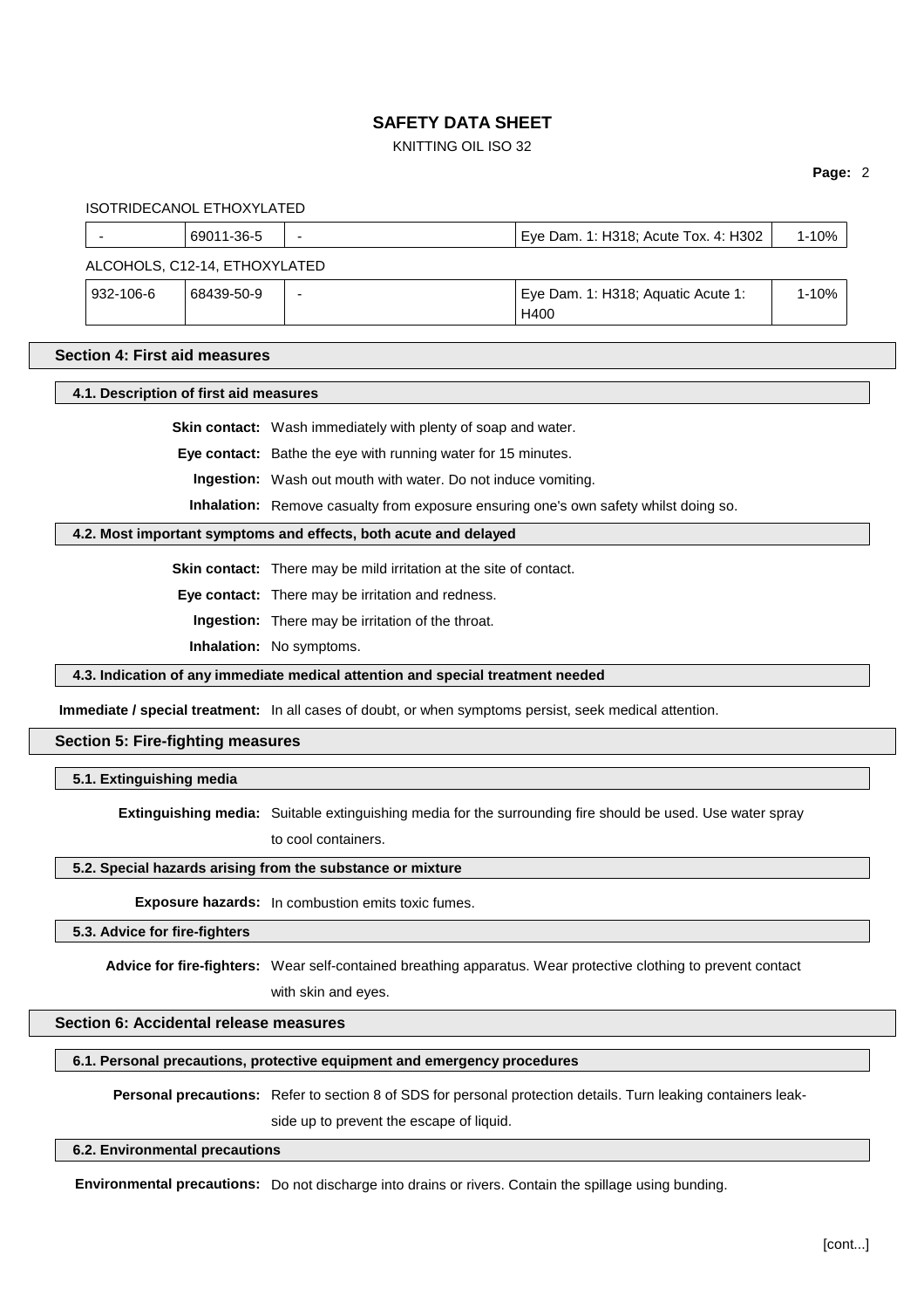ISOTRIDECANOL ETHOXYLATED

| - | 69011-36-5 | - | Eye Dam. 1: H318; Acute Tox. 4: H302 | 1-10% |
|---|---|---|---|---|

ALCOHOLS, C12-14, ETHOXYLATED

| 932-106-6 | 68439-50-9 | - | Eye Dam. 1: H318; Aquatic Acute 1: H400 | 1-10% |
|---|---|---|---|---|

## Section 4: First aid measures

### 4.1. Description of first aid measures

**Skin contact:** Wash immediately with plenty of soap and water.

**Eye contact:** Bathe the eye with running water for 15 minutes.

**Ingestion:** Wash out mouth with water. Do not induce vomiting.

**Inhalation:** Remove casualty from exposure ensuring one's own safety whilst doing so.

### 4.2. Most important symptoms and effects, both acute and delayed

**Skin contact:** There may be mild irritation at the site of contact.

**Eye contact:** There may be irritation and redness.

**Ingestion:** There may be irritation of the throat.

**Inhalation:** No symptoms.

### 4.3. Indication of any immediate medical attention and special treatment needed

**Immediate / special treatment:** In all cases of doubt, or when symptoms persist, seek medical attention.

## Section 5: Fire-fighting measures

### 5.1. Extinguishing media

**Extinguishing media:** Suitable extinguishing media for the surrounding fire should be used. Use water spray to cool containers.

### 5.2. Special hazards arising from the substance or mixture

**Exposure hazards:** In combustion emits toxic fumes.

### 5.3. Advice for fire-fighters

**Advice for fire-fighters:** Wear self-contained breathing apparatus. Wear protective clothing to prevent contact with skin and eyes.

## Section 6: Accidental release measures

### 6.1. Personal precautions, protective equipment and emergency procedures

**Personal precautions:** Refer to section 8 of SDS for personal protection details. Turn leaking containers leak-side up to prevent the escape of liquid.

### 6.2. Environmental precautions

**Environmental precautions:** Do not discharge into drains or rivers. Contain the spillage using bunding.

[cont...]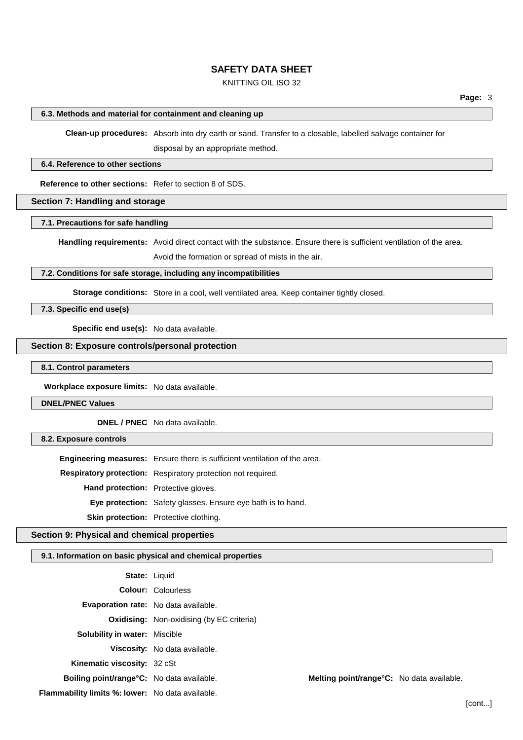#### 6.3. Methods and material for containment and cleaning up

**Clean-up procedures:** Absorb into dry earth or sand. Transfer to a closable, labelled salvage container for disposal by an appropriate method.

#### 6.4. Reference to other sections

**Reference to other sections:** Refer to section 8 of SDS.

### Section 7: Handling and storage

#### 7.1. Precautions for safe handling

**Handling requirements:** Avoid direct contact with the substance. Ensure there is sufficient ventilation of the area. Avoid the formation or spread of mists in the air.

#### 7.2. Conditions for safe storage, including any incompatibilities

**Storage conditions:** Store in a cool, well ventilated area. Keep container tightly closed.

#### 7.3. Specific end use(s)

**Specific end use(s):** No data available.

### Section 8: Exposure controls/personal protection

#### 8.1. Control parameters

**Workplace exposure limits:** No data available.

#### DNEL/PNEC Values

**DNEL / PNEC** No data available.

#### 8.2. Exposure controls

**Engineering measures:** Ensure there is sufficient ventilation of the area.

**Respiratory protection:** Respiratory protection not required.

**Hand protection:** Protective gloves.

**Eye protection:** Safety glasses. Ensure eye bath is to hand.

**Skin protection:** Protective clothing.

### Section 9: Physical and chemical properties

#### 9.1. Information on basic physical and chemical properties

**State:** Liquid

**Colour:** Colourless

**Evaporation rate:** No data available.

**Oxidising:** Non-oxidising (by EC criteria)

**Solubility in water:** Miscible

**Viscosity:** No data available.

**Kinematic viscosity:** 32 cSt

**Boiling point/range°C:** No data available.

**Melting point/range°C:** No data available.

**Flammability limits %: lower:** No data available.

[cont...]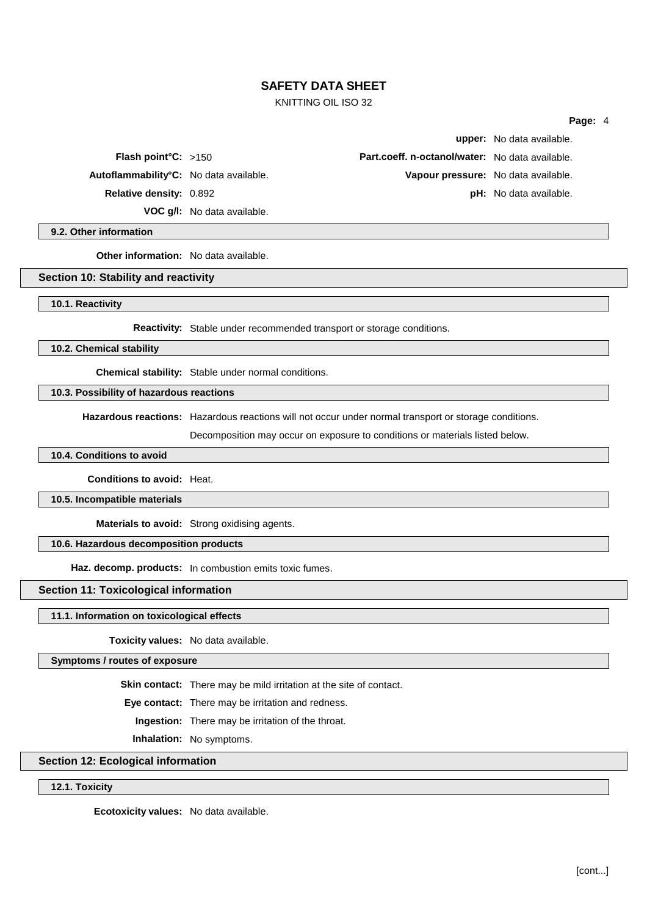| | | | |
|---|---|---|---|
| | | **upper:** | No data available. |
| **Flash point°C:** | >150 | **Part.coeff. n-octanol/water:** | No data available. |
| **Autoflammability°C:** | No data available. | **Vapour pressure:** | No data available. |
| **Relative density:** | 0.892 | **pH:** | No data available. |
| **VOC g/l:** | No data available. | | |

### 9.2. Other information

**Other information:** No data available.

## Section 10: Stability and reactivity

### 10.1. Reactivity

**Reactivity:** Stable under recommended transport or storage conditions.

### 10.2. Chemical stability

**Chemical stability:** Stable under normal conditions.

### 10.3. Possibility of hazardous reactions

**Hazardous reactions:** Hazardous reactions will not occur under normal transport or storage conditions.

Decomposition may occur on exposure to conditions or materials listed below.

### 10.4. Conditions to avoid

**Conditions to avoid:** Heat.

### 10.5. Incompatible materials

**Materials to avoid:** Strong oxidising agents.

### 10.6. Hazardous decomposition products

**Haz. decomp. products:** In combustion emits toxic fumes.

## Section 11: Toxicological information

### 11.1. Information on toxicological effects

**Toxicity values:** No data available.

### Symptoms / routes of exposure

**Skin contact:** There may be mild irritation at the site of contact.

**Eye contact:** There may be irritation and redness.

**Ingestion:** There may be irritation of the throat.

**Inhalation:** No symptoms.

## Section 12: Ecological information

### 12.1. Toxicity

**Ecotoxicity values:** No data available.

[cont...]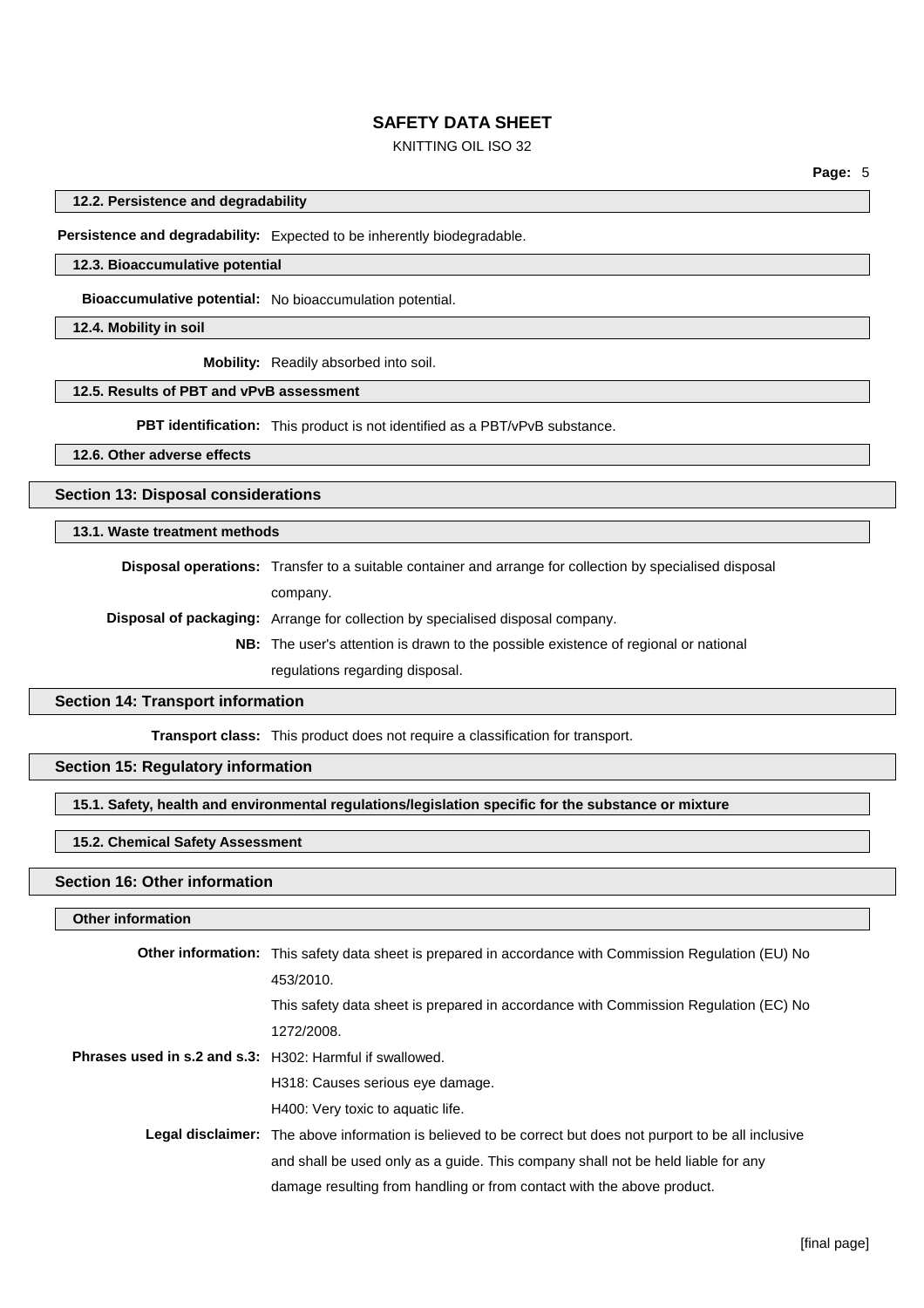### 12.2. Persistence and degradability

**Persistence and degradability:** Expected to be inherently biodegradable.

### 12.3. Bioaccumulative potential

**Bioaccumulative potential:** No bioaccumulation potential.

### 12.4. Mobility in soil

**Mobility:** Readily absorbed into soil.

### 12.5. Results of PBT and vPvB assessment

**PBT identification:** This product is not identified as a PBT/vPvB substance.

### 12.6. Other adverse effects

## Section 13: Disposal considerations

### 13.1. Waste treatment methods

**Disposal operations:** Transfer to a suitable container and arrange for collection by specialised disposal company.

**Disposal of packaging:** Arrange for collection by specialised disposal company.

**NB:** The user's attention is drawn to the possible existence of regional or national regulations regarding disposal.

## Section 14: Transport information

**Transport class:** This product does not require a classification for transport.

## Section 15: Regulatory information

### 15.1. Safety, health and environmental regulations/legislation specific for the substance or mixture

### 15.2. Chemical Safety Assessment

## Section 16: Other information

### Other information

**Other information:** This safety data sheet is prepared in accordance with Commission Regulation (EU) No 453/2010.

This safety data sheet is prepared in accordance with Commission Regulation (EC) No 1272/2008.

**Phrases used in s.2 and s.3:** H302: Harmful if swallowed.

H318: Causes serious eye damage.

H400: Very toxic to aquatic life.

**Legal disclaimer:** The above information is believed to be correct but does not purport to be all inclusive and shall be used only as a guide. This company shall not be held liable for any damage resulting from handling or from contact with the above product.

[final page]